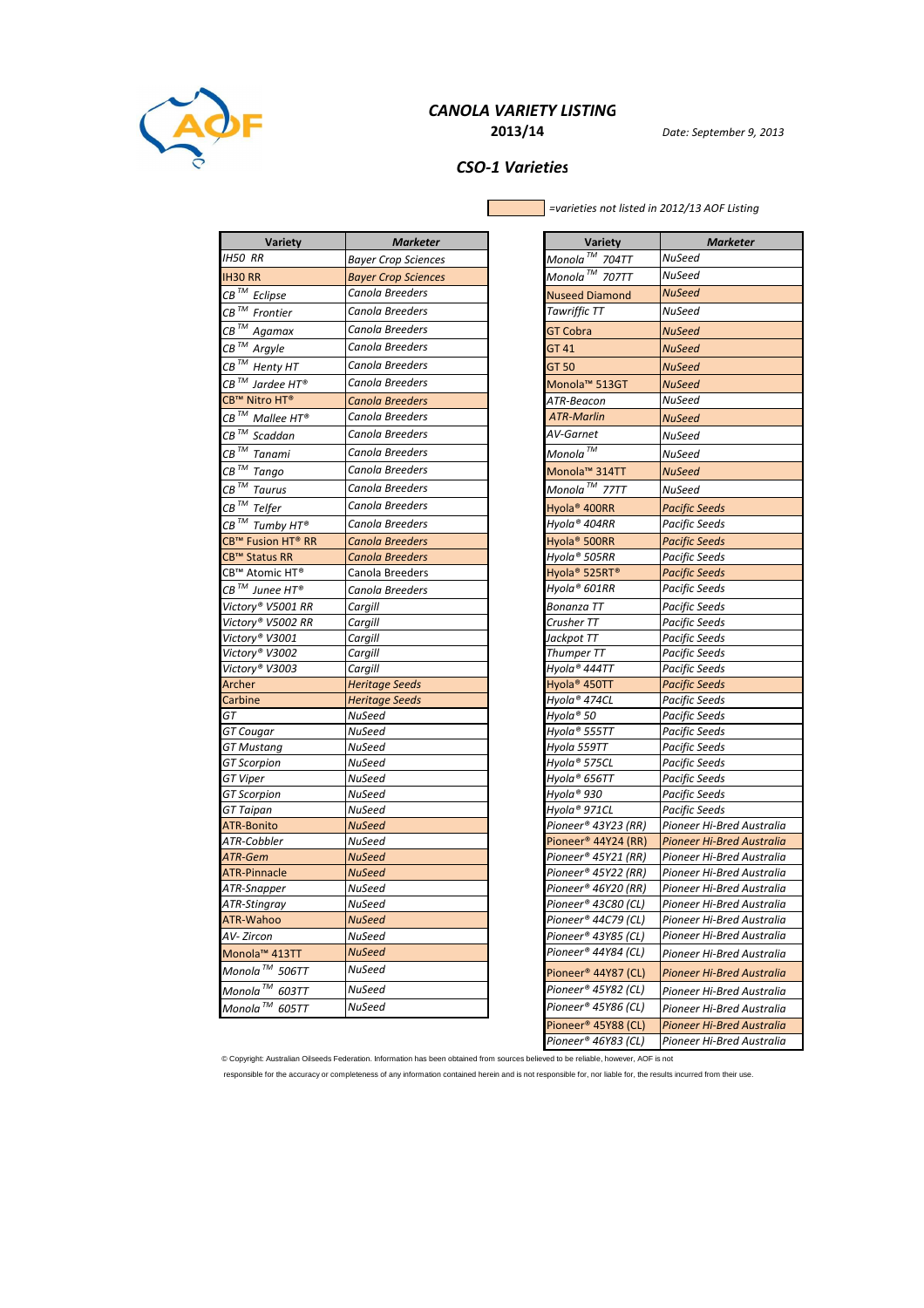# CANOLA VARIETY LISTING

**2013/14**

*Date: September 9, 2013*

## *CSO-1 Varieties*

*=varieties not listed in 2012/13 AOF Listing*

| Variety | Marketer |
|---|---|
| IH50 RR | Bayer Crop Sciences |
| IH30 RR | Bayer Crop Sciences |
| CB™ Eclipse | Canola Breeders |
| CB™ Frontier | Canola Breeders |
| CB™ Agamax | Canola Breeders |
| CB™ Argyle | Canola Breeders |
| CB™ Henty HT | Canola Breeders |
| CB™ Jardee HT® | Canola Breeders |
| CB™ Nitro HT® | Canola Breeders |
| CB™ Mallee HT® | Canola Breeders |
| CB™ Scaddan | Canola Breeders |
| CB™ Tanami | Canola Breeders |
| CB™ Tango | Canola Breeders |
| CB™ Taurus | Canola Breeders |
| CB™ Telfer | Canola Breeders |
| CB™ Tumby HT® | Canola Breeders |
| CB™ Fusion HT® RR | Canola Breeders |
| CB™ Status RR | Canola Breeders |
| CB™ Atomic HT® | Canola Breeders |
| CB™ Junee HT® | Canola Breeders |
| Victory® V5001 RR | Cargill |
| Victory® V5002 RR | Cargill |
| Victory® V3001 | Cargill |
| Victory® V3002 | Cargill |
| Victory® V3003 | Cargill |
| Archer | Heritage Seeds |
| Carbine | Heritage Seeds |
| GT | NuSeed |
| GT Cougar | NuSeed |
| GT Mustang | NuSeed |
| GT Scorpion | NuSeed |
| GT Viper | NuSeed |
| GT Scorpion | NuSeed |
| GT Taipan | NuSeed |
| ATR-Bonito | NuSeed |
| ATR-Cobbler | NuSeed |
| ATR-Gem | NuSeed |
| ATR-Pinnacle | NuSeed |
| ATR-Snapper | NuSeed |
| ATR-Stingray | NuSeed |
| ATR-Wahoo | NuSeed |
| AV- Zircon | NuSeed |
| Monola™ 413TT | NuSeed |
| Monola™ 506TT | NuSeed |
| Monola™ 603TT | NuSeed |
| Monola™ 605TT | NuSeed |

| Variety | Marketer |
|---|---|
| Monola™ 704TT | NuSeed |
| Monola™ 707TT | NuSeed |
| Nuseed Diamond | NuSeed |
| Tawriffic TT | NuSeed |
| GT Cobra | NuSeed |
| GT 41 | NuSeed |
| GT 50 | NuSeed |
| Monola™ 513GT | NuSeed |
| ATR-Beacon | NuSeed |
| ATR-Marlin | NuSeed |
| AV-Garnet | NuSeed |
| Monola™ | NuSeed |
| Monola™ 314TT | NuSeed |
| Monola™ 77TT | NuSeed |
| Hyola® 400RR | Pacific Seeds |
| Hyola® 404RR | Pacific Seeds |
| Hyola® 500RR | Pacific Seeds |
| Hyola® 505RR | Pacific Seeds |
| Hyola® 525RT® | Pacific Seeds |
| Hyola® 601RR | Pacific Seeds |
| Bonanza TT | Pacific Seeds |
| Crusher TT | Pacific Seeds |
| Jackpot TT | Pacific Seeds |
| Thumper TT | Pacific Seeds |
| Hyola® 444TT | Pacific Seeds |
| Hyola® 450TT | Pacific Seeds |
| Hyola® 474CL | Pacific Seeds |
| Hyola® 50 | Pacific Seeds |
| Hyola® 555TT | Pacific Seeds |
| Hyola 559TT | Pacific Seeds |
| Hyola® 575CL | Pacific Seeds |
| Hyola® 656TT | Pacific Seeds |
| Hyola® 930 | Pacific Seeds |
| Hyola® 971CL | Pacific Seeds |
| Pioneer® 43Y23 (RR) | Pioneer Hi-Bred Australia |
| Pioneer® 44Y24 (RR) | Pioneer Hi-Bred Australia |
| Pioneer® 45Y21 (RR) | Pioneer Hi-Bred Australia |
| Pioneer® 45Y22 (RR) | Pioneer Hi-Bred Australia |
| Pioneer® 46Y20 (RR) | Pioneer Hi-Bred Australia |
| Pioneer® 43C80 (CL) | Pioneer Hi-Bred Australia |
| Pioneer® 44C79 (CL) | Pioneer Hi-Bred Australia |
| Pioneer® 43Y85 (CL) | Pioneer Hi-Bred Australia |
| Pioneer® 44Y84 (CL) | Pioneer Hi-Bred Australia |
| Pioneer® 44Y87 (CL) | Pioneer Hi-Bred Australia |
| Pioneer® 45Y82 (CL) | Pioneer Hi-Bred Australia |
| Pioneer® 45Y86 (CL) | Pioneer Hi-Bred Australia |
| Pioneer® 45Y88 (CL) | Pioneer Hi-Bred Australia |
| Pioneer® 46Y83 (CL) | Pioneer Hi-Bred Australia |

© Copyright: Australian Oilseeds Federation. Information has been obtained from sources believed to be reliable, however, AOF is not responsible for the accuracy or completeness of any information contained herein and is not responsible for, nor liable for, the results incurred from their use.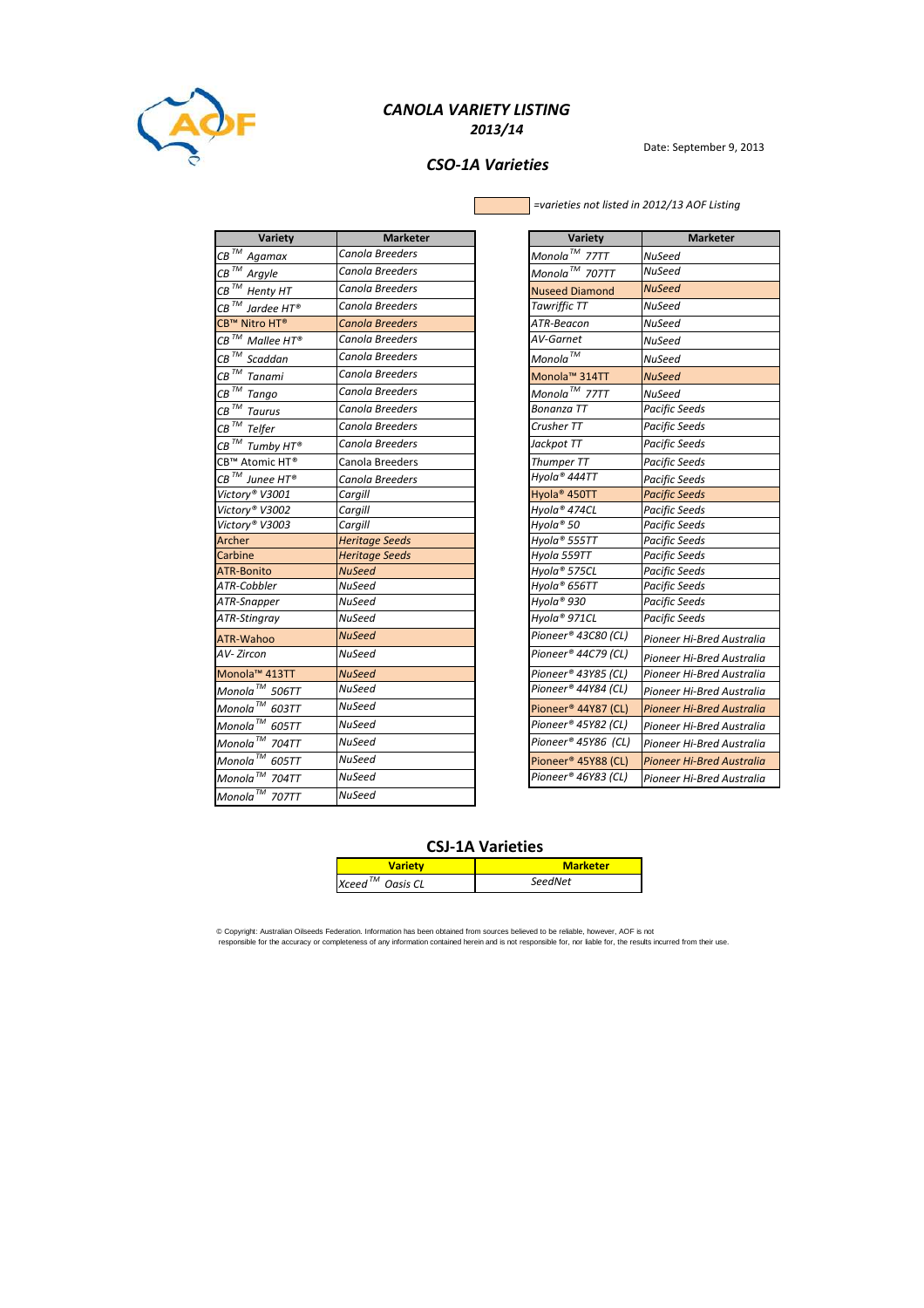# CANOLA VARIETY LISTING
## 2013/14

Date: September 9, 2013

## CSO-1A Varieties

=varieties not listed in 2012/13 AOF Listing

| Variety | Marketer |
|---|---|
| CB™ Agamax | Canola Breeders |
| CB™ Argyle | Canola Breeders |
| CB™ Henty HT | Canola Breeders |
| CB™ Jardee HT® | Canola Breeders |
| CB™ Nitro HT® | Canola Breeders |
| CB™ Mallee HT® | Canola Breeders |
| CB™ Scaddan | Canola Breeders |
| CB™ Tanami | Canola Breeders |
| CB™ Tango | Canola Breeders |
| CB™ Taurus | Canola Breeders |
| CB™ Telfer | Canola Breeders |
| CB™ Tumby HT® | Canola Breeders |
| CB™ Atomic HT® | Canola Breeders |
| CB™ Junee HT® | Canola Breeders |
| Victory® V3001 | Cargill |
| Victory® V3002 | Cargill |
| Victory® V3003 | Cargill |
| Archer | Heritage Seeds |
| Carbine | Heritage Seeds |
| ATR-Bonito | NuSeed |
| ATR-Cobbler | NuSeed |
| ATR-Snapper | NuSeed |
| ATR-Stingray | NuSeed |
| ATR-Wahoo | NuSeed |
| AV- Zircon | NuSeed |
| Monola™ 413TT | NuSeed |
| Monola™ 506TT | NuSeed |
| Monola™ 603TT | NuSeed |
| Monola™ 605TT | NuSeed |
| Monola™ 704TT | NuSeed |
| Monola™ 605TT | NuSeed |
| Monola™ 704TT | NuSeed |
| Monola™ 707TT | NuSeed |
| Monola™ 77TT | NuSeed |
| Monola™ 707TT | NuSeed |
| Nuseed Diamond | NuSeed |
| Tawriffic TT | NuSeed |
| ATR-Beacon | NuSeed |
| AV-Garnet | NuSeed |
| Monola™ | NuSeed |
| Monola™ 314TT | NuSeed |
| Monola™ 77TT | NuSeed |
| Bonanza TT | Pacific Seeds |
| Crusher TT | Pacific Seeds |
| Jackpot TT | Pacific Seeds |
| Thumper TT | Pacific Seeds |
| Hyola® 444TT | Pacific Seeds |
| Hyola® 450TT | Pacific Seeds |
| Hyola® 474CL | Pacific Seeds |
| Hyola® 50 | Pacific Seeds |
| Hyola® 555TT | Pacific Seeds |
| Hyola 559TT | Pacific Seeds |
| Hyola® 575CL | Pacific Seeds |
| Hyola® 656TT | Pacific Seeds |
| Hyola® 930 | Pacific Seeds |
| Hyola® 971CL | Pacific Seeds |
| Pioneer® 43C80 (CL) | Pioneer Hi-Bred Australia |
| Pioneer® 44C79 (CL) | Pioneer Hi-Bred Australia |
| Pioneer® 43Y85 (CL) | Pioneer Hi-Bred Australia |
| Pioneer® 44Y84 (CL) | Pioneer Hi-Bred Australia |
| Pioneer® 44Y87 (CL) | Pioneer Hi-Bred Australia |
| Pioneer® 45Y82 (CL) | Pioneer Hi-Bred Australia |
| Pioneer® 45Y86 (CL) | Pioneer Hi-Bred Australia |
| Pioneer® 45Y88 (CL) | Pioneer Hi-Bred Australia |
| Pioneer® 46Y83 (CL) | Pioneer Hi-Bred Australia |

## CSJ-1A Varieties

| Variety | Marketer |
|---|---|
| Xceed™ Oasis CL | SeedNet |

© Copyright: Australian Oilseeds Federation. Information has been obtained from sources believed to be reliable, however, AOF is not responsible for the accuracy or completeness of any information contained herein and is not responsible for, nor liable for, the results incurred from their use.